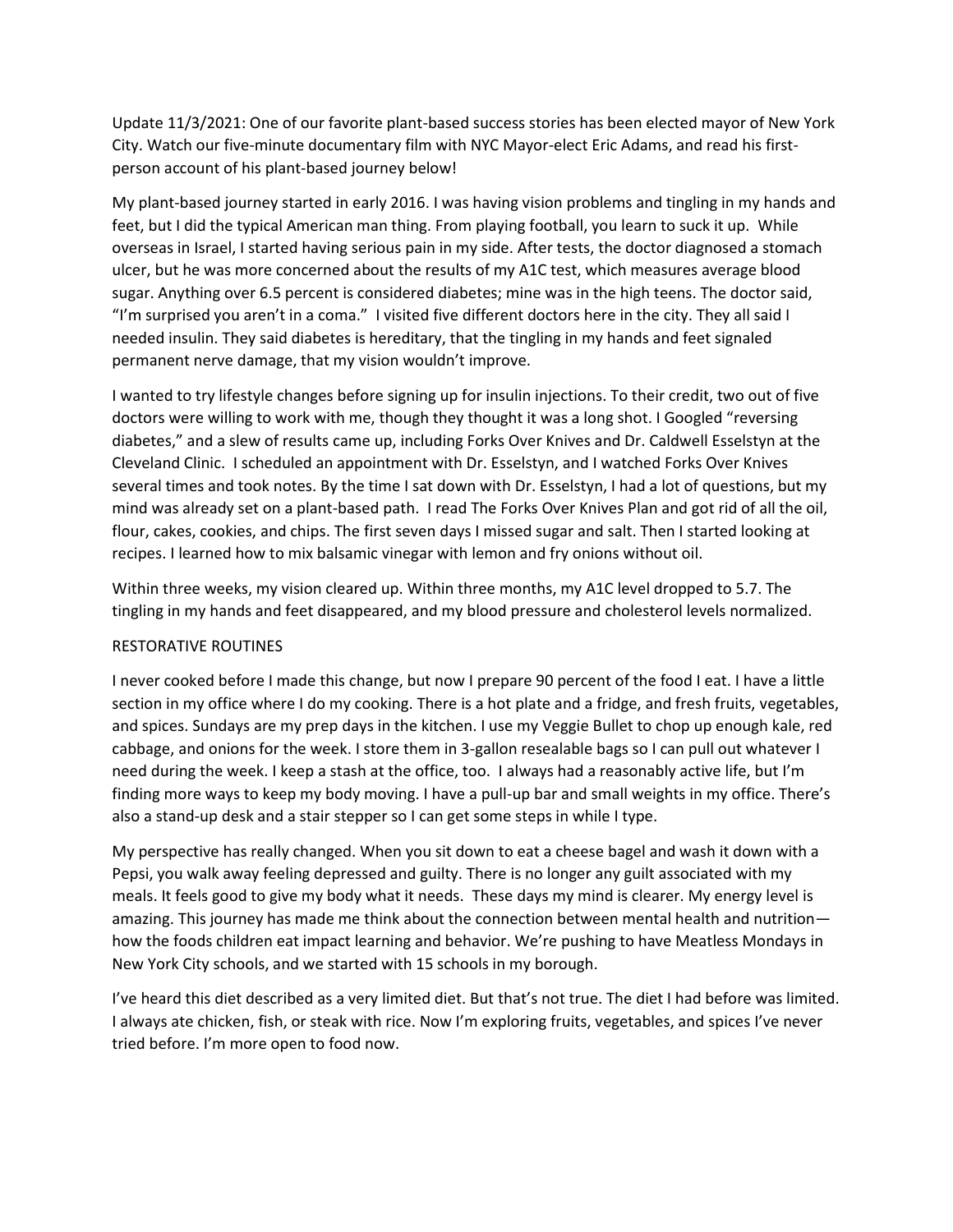Update 11/3/2021: One of our favorite plant-based success stories has been elected mayor of New York City. Watch our five-minute documentary film with NYC Mayor-elect Eric Adams, and read his first-person account of his plant-based journey below!

My plant-based journey started in early 2016. I was having vision problems and tingling in my hands and feet, but I did the typical American man thing. From playing football, you learn to suck it up. While overseas in Israel, I started having serious pain in my side. After tests, the doctor diagnosed a stomach ulcer, but he was more concerned about the results of my A1C test, which measures average blood sugar. Anything over 6.5 percent is considered diabetes; mine was in the high teens. The doctor said, "I'm surprised you aren't in a coma." I visited five different doctors here in the city. They all said I needed insulin. They said diabetes is hereditary, that the tingling in my hands and feet signaled permanent nerve damage, that my vision wouldn't improve.

I wanted to try lifestyle changes before signing up for insulin injections. To their credit, two out of five doctors were willing to work with me, though they thought it was a long shot. I Googled "reversing diabetes," and a slew of results came up, including Forks Over Knives and Dr. Caldwell Esselstyn at the Cleveland Clinic. I scheduled an appointment with Dr. Esselstyn, and I watched Forks Over Knives several times and took notes. By the time I sat down with Dr. Esselstyn, I had a lot of questions, but my mind was already set on a plant-based path. I read The Forks Over Knives Plan and got rid of all the oil, flour, cakes, cookies, and chips. The first seven days I missed sugar and salt. Then I started looking at recipes. I learned how to mix balsamic vinegar with lemon and fry onions without oil.

Within three weeks, my vision cleared up. Within three months, my A1C level dropped to 5.7. The tingling in my hands and feet disappeared, and my blood pressure and cholesterol levels normalized.

## RESTORATIVE ROUTINES

I never cooked before I made this change, but now I prepare 90 percent of the food I eat. I have a little section in my office where I do my cooking. There is a hot plate and a fridge, and fresh fruits, vegetables, and spices. Sundays are my prep days in the kitchen. I use my Veggie Bullet to chop up enough kale, red cabbage, and onions for the week. I store them in 3-gallon resealable bags so I can pull out whatever I need during the week. I keep a stash at the office, too. I always had a reasonably active life, but I'm finding more ways to keep my body moving. I have a pull-up bar and small weights in my office. There's also a stand-up desk and a stair stepper so I can get some steps in while I type.

My perspective has really changed. When you sit down to eat a cheese bagel and wash it down with a Pepsi, you walk away feeling depressed and guilty. There is no longer any guilt associated with my meals. It feels good to give my body what it needs. These days my mind is clearer. My energy level is amazing. This journey has made me think about the connection between mental health and nutrition—how the foods children eat impact learning and behavior. We're pushing to have Meatless Mondays in New York City schools, and we started with 15 schools in my borough.

I've heard this diet described as a very limited diet. But that's not true. The diet I had before was limited. I always ate chicken, fish, or steak with rice. Now I'm exploring fruits, vegetables, and spices I've never tried before. I'm more open to food now.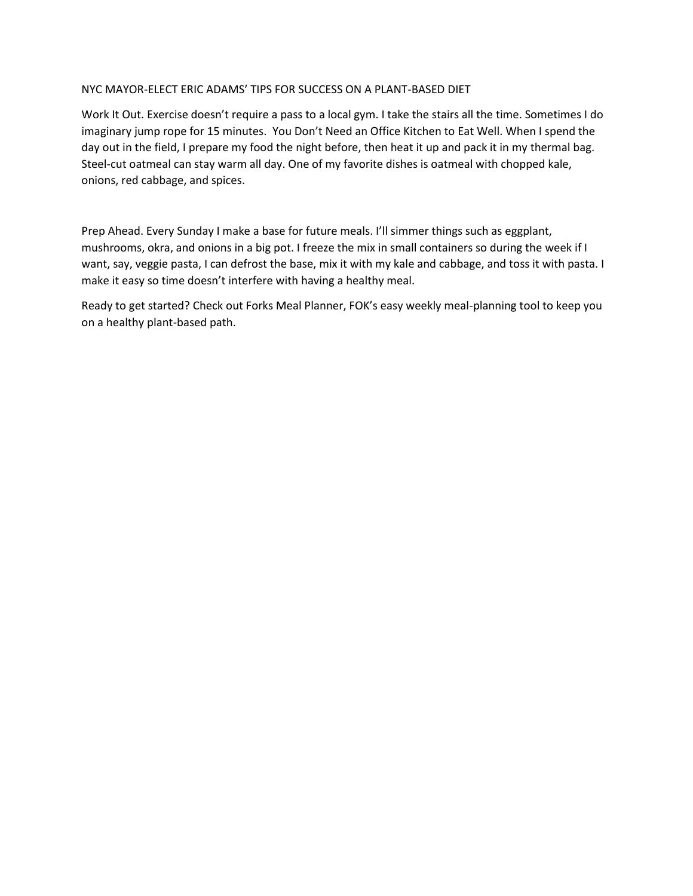NYC MAYOR-ELECT ERIC ADAMS' TIPS FOR SUCCESS ON A PLANT-BASED DIET

Work It Out. Exercise doesn't require a pass to a local gym. I take the stairs all the time. Sometimes I do imaginary jump rope for 15 minutes. You Don't Need an Office Kitchen to Eat Well. When I spend the day out in the field, I prepare my food the night before, then heat it up and pack it in my thermal bag. Steel-cut oatmeal can stay warm all day. One of my favorite dishes is oatmeal with chopped kale, onions, red cabbage, and spices.

Prep Ahead. Every Sunday I make a base for future meals. I'll simmer things such as eggplant, mushrooms, okra, and onions in a big pot. I freeze the mix in small containers so during the week if I want, say, veggie pasta, I can defrost the base, mix it with my kale and cabbage, and toss it with pasta. I make it easy so time doesn't interfere with having a healthy meal.

Ready to get started? Check out Forks Meal Planner, FOK's easy weekly meal-planning tool to keep you on a healthy plant-based path.